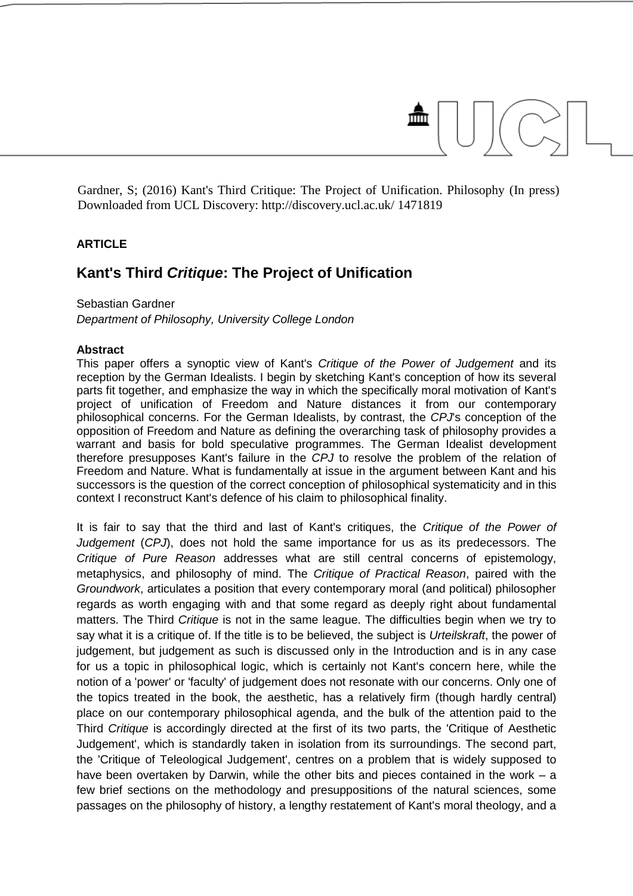Gardner, S; (2016) Kant's Third Critique: The Project of Unification. Philosophy (In press) Downloaded from UCL Discovery: http://discovery.ucl.ac.uk/ 1471819

**ARTICLE**

# Kant's Third *Critique*: The Project of Unification

Sebastian Gardner
*Department of Philosophy, University College London*

**Abstract**

This paper offers a synoptic view of Kant's *Critique of the Power of Judgement* and its reception by the German Idealists. I begin by sketching Kant's conception of how its several parts fit together, and emphasize the way in which the specifically moral motivation of Kant's project of unification of Freedom and Nature distances it from our contemporary philosophical concerns. For the German Idealists, by contrast, the *CPJ*'s conception of the opposition of Freedom and Nature as defining the overarching task of philosophy provides a warrant and basis for bold speculative programmes. The German Idealist development therefore presupposes Kant's failure in the *CPJ* to resolve the problem of the relation of Freedom and Nature. What is fundamentally at issue in the argument between Kant and his successors is the question of the correct conception of philosophical systematicity and in this context I reconstruct Kant's defence of his claim to philosophical finality.

It is fair to say that the third and last of Kant's critiques, the *Critique of the Power of Judgement* (*CPJ*), does not hold the same importance for us as its predecessors. The *Critique of Pure Reason* addresses what are still central concerns of epistemology, metaphysics, and philosophy of mind. The *Critique of Practical Reason*, paired with the *Groundwork*, articulates a position that every contemporary moral (and political) philosopher regards as worth engaging with and that some regard as deeply right about fundamental matters. The Third *Critique* is not in the same league. The difficulties begin when we try to say what it is a critique of. If the title is to be believed, the subject is *Urteilskraft*, the power of judgement, but judgement as such is discussed only in the Introduction and is in any case for us a topic in philosophical logic, which is certainly not Kant's concern here, while the notion of a 'power' or 'faculty' of judgement does not resonate with our concerns. Only one of the topics treated in the book, the aesthetic, has a relatively firm (though hardly central) place on our contemporary philosophical agenda, and the bulk of the attention paid to the Third *Critique* is accordingly directed at the first of its two parts, the 'Critique of Aesthetic Judgement', which is standardly taken in isolation from its surroundings. The second part, the 'Critique of Teleological Judgement', centres on a problem that is widely supposed to have been overtaken by Darwin, while the other bits and pieces contained in the work – a few brief sections on the methodology and presuppositions of the natural sciences, some passages on the philosophy of history, a lengthy restatement of Kant's moral theology, and a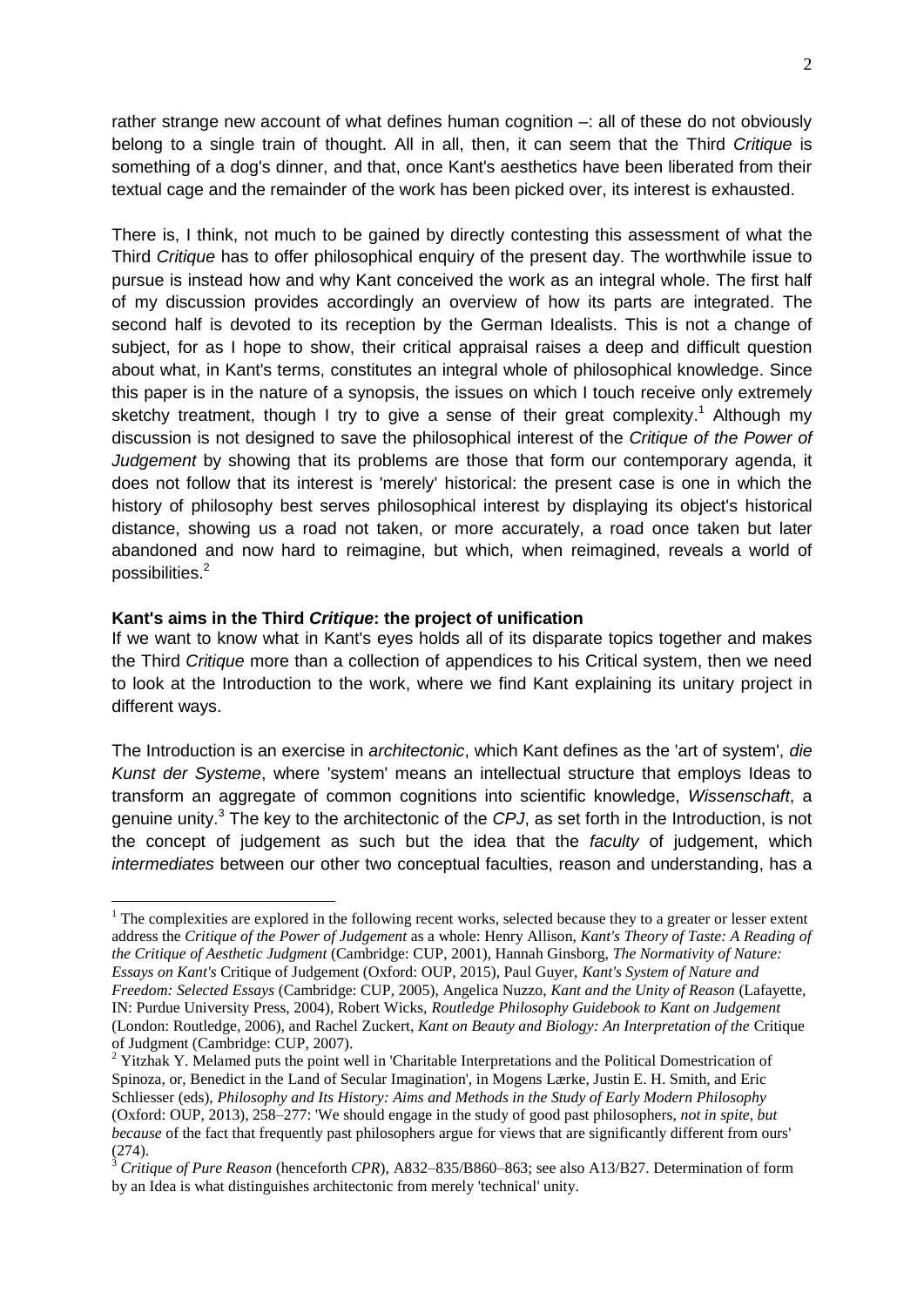rather strange new account of what defines human cognition –: all of these do not obviously belong to a single train of thought. All in all, then, it can seem that the Third *Critique* is something of a dog's dinner, and that, once Kant's aesthetics have been liberated from their textual cage and the remainder of the work has been picked over, its interest is exhausted.

There is, I think, not much to be gained by directly contesting this assessment of what the Third *Critique* has to offer philosophical enquiry of the present day. The worthwhile issue to pursue is instead how and why Kant conceived the work as an integral whole. The first half of my discussion provides accordingly an overview of how its parts are integrated. The second half is devoted to its reception by the German Idealists. This is not a change of subject, for as I hope to show, their critical appraisal raises a deep and difficult question about what, in Kant's terms, constitutes an integral whole of philosophical knowledge. Since this paper is in the nature of a synopsis, the issues on which I touch receive only extremely sketchy treatment, though I try to give a sense of their great complexity.[1] Although my discussion is not designed to save the philosophical interest of the *Critique of the Power of Judgement* by showing that its problems are those that form our contemporary agenda, it does not follow that its interest is 'merely' historical: the present case is one in which the history of philosophy best serves philosophical interest by displaying its object's historical distance, showing us a road not taken, or more accurately, a road once taken but later abandoned and now hard to reimagine, but which, when reimagined, reveals a world of possibilities.[2]

**Kant's aims in the Third *Critique*: the project of unification**

If we want to know what in Kant's eyes holds all of its disparate topics together and makes the Third *Critique* more than a collection of appendices to his Critical system, then we need to look at the Introduction to the work, where we find Kant explaining its unitary project in different ways.

The Introduction is an exercise in *architectonic*, which Kant defines as the 'art of system', *die Kunst der Systeme*, where 'system' means an intellectual structure that employs Ideas to transform an aggregate of common cognitions into scientific knowledge, *Wissenschaft*, a genuine unity.[3] The key to the architectonic of the *CPJ*, as set forth in the Introduction, is not the concept of judgement as such but the idea that the *faculty* of judgement, which *intermediates* between our other two conceptual faculties, reason and understanding, has a

[1] The complexities are explored in the following recent works, selected because they to a greater or lesser extent address the *Critique of the Power of Judgement* as a whole: Henry Allison, *Kant's Theory of Taste: A Reading of the Critique of Aesthetic Judgment* (Cambridge: CUP, 2001), Hannah Ginsborg, *The Normativity of Nature: Essays on Kant's* Critique of Judgement (Oxford: OUP, 2015), Paul Guyer, *Kant's System of Nature and Freedom: Selected Essays* (Cambridge: CUP, 2005), Angelica Nuzzo, *Kant and the Unity of Reason* (Lafayette, IN: Purdue University Press, 2004), Robert Wicks, *Routledge Philosophy Guidebook to Kant on Judgement* (London: Routledge, 2006), and Rachel Zuckert, *Kant on Beauty and Biology: An Interpretation of the* Critique of Judgment (Cambridge: CUP, 2007).

[2] Yitzhak Y. Melamed puts the point well in 'Charitable Interpretations and the Political Domestrication of Spinoza, or, Benedict in the Land of Secular Imagination', in Mogens Lærke, Justin E. H. Smith, and Eric Schliesser (eds), *Philosophy and Its History: Aims and Methods in the Study of Early Modern Philosophy* (Oxford: OUP, 2013), 258–277: 'We should engage in the study of good past philosophers, *not in spite, but because* of the fact that frequently past philosophers argue for views that are significantly different from ours' (274).

[3] *Critique of Pure Reason* (henceforth *CPR*), A832–835/B860–863; see also A13/B27. Determination of form by an Idea is what distinguishes architectonic from merely 'technical' unity.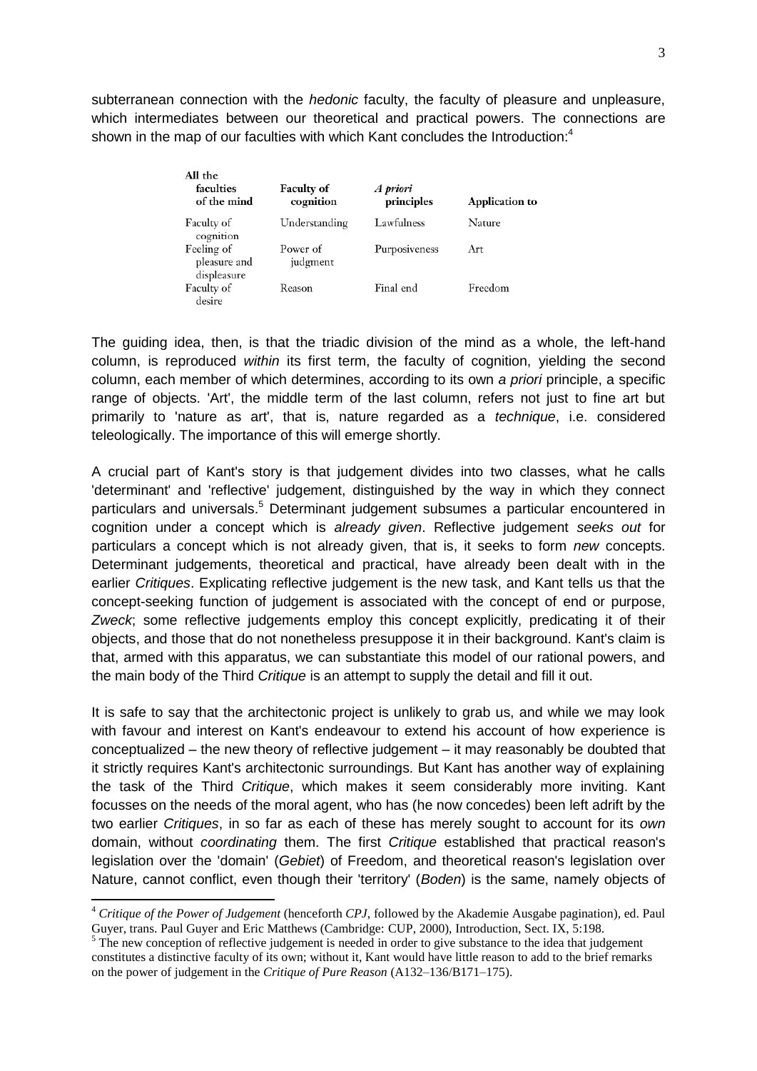subterranean connection with the *hedonic* faculty, the faculty of pleasure and unpleasure, which intermediates between our theoretical and practical powers. The connections are shown in the map of our faculties with which Kant concludes the Introduction:[4]

| All the faculties of the mind | Faculty of cognition | *A priori* principles | Application to |
|---|---|---|---|
| Faculty of cognition | Understanding | Lawfulness | Nature |
| Feeling of pleasure and displeasure | Power of judgment | Purposiveness | Art |
| Faculty of desire | Reason | Final end | Freedom |

The guiding idea, then, is that the triadic division of the mind as a whole, the left-hand column, is reproduced *within* its first term, the faculty of cognition, yielding the second column, each member of which determines, according to its own *a priori* principle, a specific range of objects. 'Art', the middle term of the last column, refers not just to fine art but primarily to 'nature as art', that is, nature regarded as a *technique*, i.e. considered teleologically. The importance of this will emerge shortly.

A crucial part of Kant's story is that judgement divides into two classes, what he calls 'determinant' and 'reflective' judgement, distinguished by the way in which they connect particulars and universals.[5] Determinant judgement subsumes a particular encountered in cognition under a concept which is *already given*. Reflective judgement *seeks out* for particulars a concept which is not already given, that is, it seeks to form *new* concepts. Determinant judgements, theoretical and practical, have already been dealt with in the earlier *Critiques*. Explicating reflective judgement is the new task, and Kant tells us that the concept-seeking function of judgement is associated with the concept of end or purpose, *Zweck*; some reflective judgements employ this concept explicitly, predicating it of their objects, and those that do not nonetheless presuppose it in their background. Kant's claim is that, armed with this apparatus, we can substantiate this model of our rational powers, and the main body of the Third *Critique* is an attempt to supply the detail and fill it out.

It is safe to say that the architectonic project is unlikely to grab us, and while we may look with favour and interest on Kant's endeavour to extend his account of how experience is conceptualized – the new theory of reflective judgement – it may reasonably be doubted that it strictly requires Kant's architectonic surroundings. But Kant has another way of explaining the task of the Third *Critique*, which makes it seem considerably more inviting. Kant focusses on the needs of the moral agent, who has (he now concedes) been left adrift by the two earlier *Critiques*, in so far as each of these has merely sought to account for its *own* domain, without *coordinating* them. The first *Critique* established that practical reason's legislation over the 'domain' (*Gebiet*) of Freedom, and theoretical reason's legislation over Nature, cannot conflict, even though their 'territory' (*Boden*) is the same, namely objects of

---

[4] *Critique of the Power of Judgement* (henceforth *CPJ*, followed by the Akademie Ausgabe pagination), ed. Paul Guyer, trans. Paul Guyer and Eric Matthews (Cambridge: CUP, 2000), Introduction, Sect. IX, 5:198.

[5] The new conception of reflective judgement is needed in order to give substance to the idea that judgement constitutes a distinctive faculty of its own; without it, Kant would have little reason to add to the brief remarks on the power of judgement in the *Critique of Pure Reason* (A132–136/B171–175).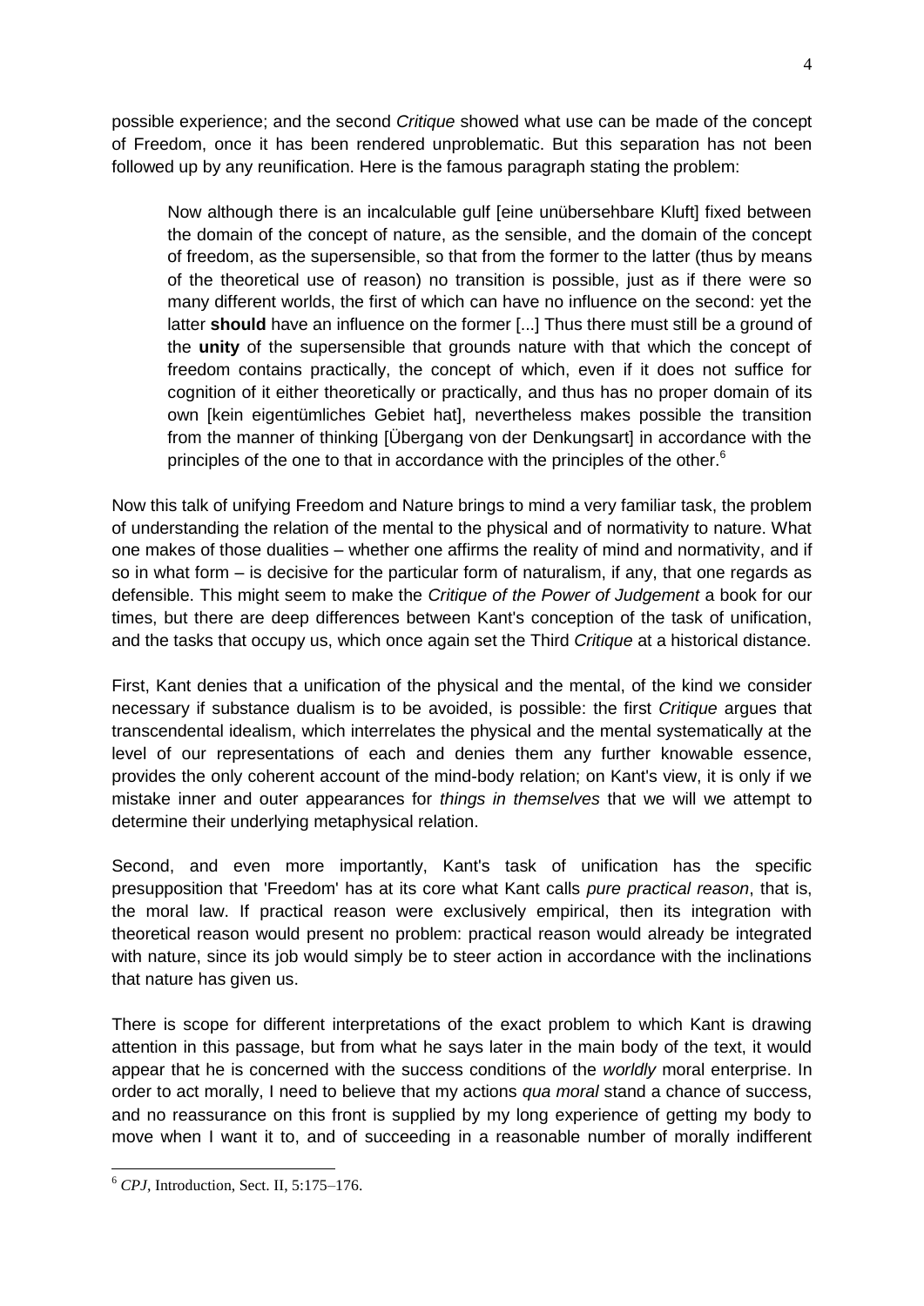possible experience; and the second *Critique* showed what use can be made of the concept of Freedom, once it has been rendered unproblematic. But this separation has not been followed up by any reunification. Here is the famous paragraph stating the problem:

> Now although there is an incalculable gulf [eine unübersehbare Kluft] fixed between the domain of the concept of nature, as the sensible, and the domain of the concept of freedom, as the supersensible, so that from the former to the latter (thus by means of the theoretical use of reason) no transition is possible, just as if there were so many different worlds, the first of which can have no influence on the second: yet the latter **should** have an influence on the former [...] Thus there must still be a ground of the **unity** of the supersensible that grounds nature with that which the concept of freedom contains practically, the concept of which, even if it does not suffice for cognition of it either theoretically or practically, and thus has no proper domain of its own [kein eigentümliches Gebiet hat], nevertheless makes possible the transition from the manner of thinking [Übergang von der Denkungsart] in accordance with the principles of the one to that in accordance with the principles of the other.[6]

Now this talk of unifying Freedom and Nature brings to mind a very familiar task, the problem of understanding the relation of the mental to the physical and of normativity to nature. What one makes of those dualities – whether one affirms the reality of mind and normativity, and if so in what form – is decisive for the particular form of naturalism, if any, that one regards as defensible. This might seem to make the *Critique of the Power of Judgement* a book for our times, but there are deep differences between Kant's conception of the task of unification, and the tasks that occupy us, which once again set the Third *Critique* at a historical distance.

First, Kant denies that a unification of the physical and the mental, of the kind we consider necessary if substance dualism is to be avoided, is possible: the first *Critique* argues that transcendental idealism, which interrelates the physical and the mental systematically at the level of our representations of each and denies them any further knowable essence, provides the only coherent account of the mind-body relation; on Kant's view, it is only if we mistake inner and outer appearances for *things in themselves* that we will we attempt to determine their underlying metaphysical relation.

Second, and even more importantly, Kant's task of unification has the specific presupposition that 'Freedom' has at its core what Kant calls *pure practical reason*, that is, the moral law. If practical reason were exclusively empirical, then its integration with theoretical reason would present no problem: practical reason would already be integrated with nature, since its job would simply be to steer action in accordance with the inclinations that nature has given us.

There is scope for different interpretations of the exact problem to which Kant is drawing attention in this passage, but from what he says later in the main body of the text, it would appear that he is concerned with the success conditions of the *worldly* moral enterprise. In order to act morally, I need to believe that my actions *qua moral* stand a chance of success, and no reassurance on this front is supplied by my long experience of getting my body to move when I want it to, and of succeeding in a reasonable number of morally indifferent

[6] *CPJ*, Introduction, Sect. II, 5:175–176.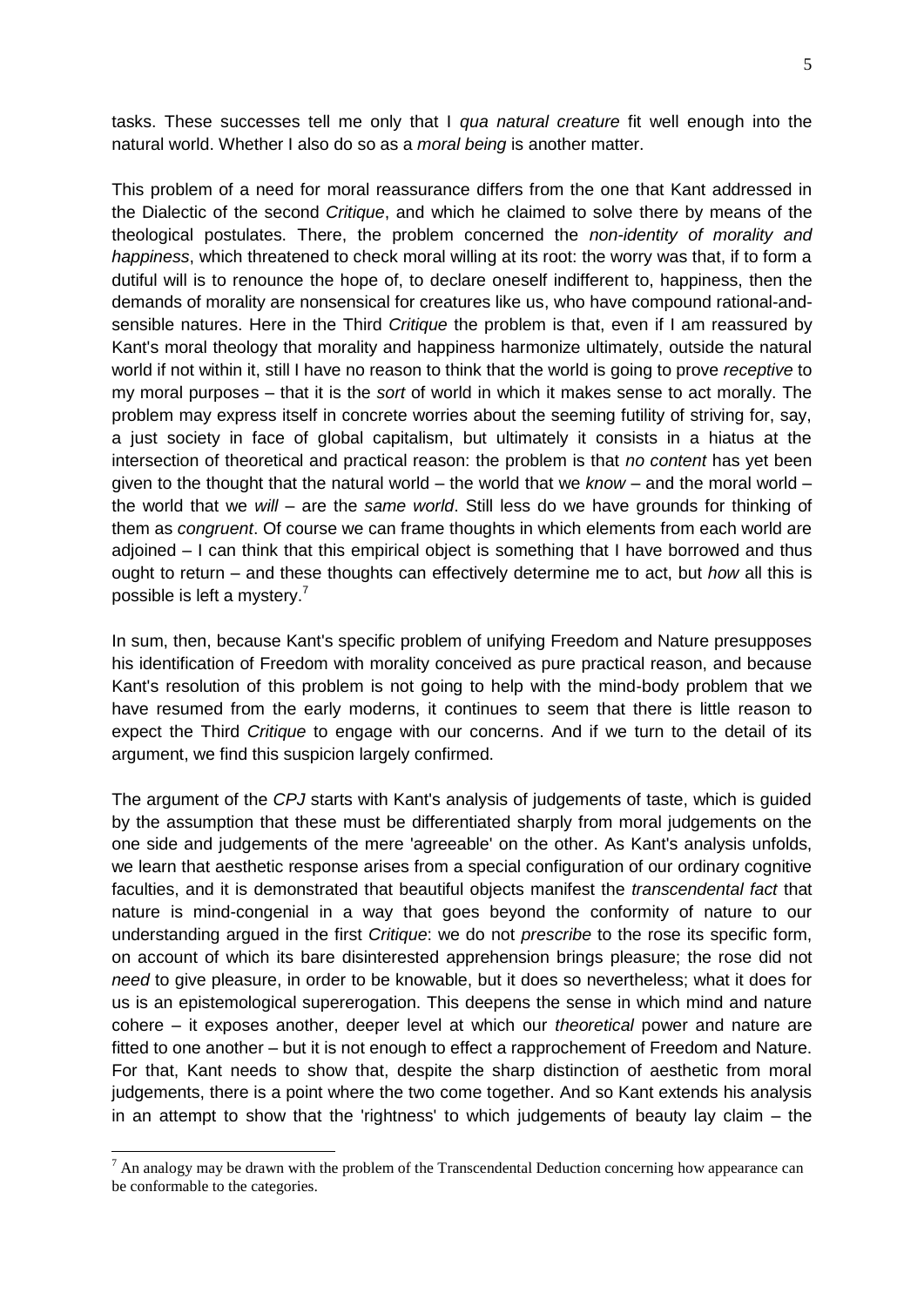tasks. These successes tell me only that I *qua natural creature* fit well enough into the natural world. Whether I also do so as a *moral being* is another matter.

This problem of a need for moral reassurance differs from the one that Kant addressed in the Dialectic of the second *Critique*, and which he claimed to solve there by means of the theological postulates. There, the problem concerned the *non-identity of morality and happiness*, which threatened to check moral willing at its root: the worry was that, if to form a dutiful will is to renounce the hope of, to declare oneself indifferent to, happiness, then the demands of morality are nonsensical for creatures like us, who have compound rational-and-sensible natures. Here in the Third *Critique* the problem is that, even if I am reassured by Kant's moral theology that morality and happiness harmonize ultimately, outside the natural world if not within it, still I have no reason to think that the world is going to prove *receptive* to my moral purposes – that it is the *sort* of world in which it makes sense to act morally. The problem may express itself in concrete worries about the seeming futility of striving for, say, a just society in face of global capitalism, but ultimately it consists in a hiatus at the intersection of theoretical and practical reason: the problem is that *no content* has yet been given to the thought that the natural world – the world that we *know* – and the moral world – the world that we *will* – are the *same world*. Still less do we have grounds for thinking of them as *congruent*. Of course we can frame thoughts in which elements from each world are adjoined – I can think that this empirical object is something that I have borrowed and thus ought to return – and these thoughts can effectively determine me to act, but *how* all this is possible is left a mystery.[7]

In sum, then, because Kant's specific problem of unifying Freedom and Nature presupposes his identification of Freedom with morality conceived as pure practical reason, and because Kant's resolution of this problem is not going to help with the mind-body problem that we have resumed from the early moderns, it continues to seem that there is little reason to expect the Third *Critique* to engage with our concerns. And if we turn to the detail of its argument, we find this suspicion largely confirmed.

The argument of the *CPJ* starts with Kant's analysis of judgements of taste, which is guided by the assumption that these must be differentiated sharply from moral judgements on the one side and judgements of the mere 'agreeable' on the other. As Kant's analysis unfolds, we learn that aesthetic response arises from a special configuration of our ordinary cognitive faculties, and it is demonstrated that beautiful objects manifest the *transcendental fact* that nature is mind-congenial in a way that goes beyond the conformity of nature to our understanding argued in the first *Critique*: we do not *prescribe* to the rose its specific form, on account of which its bare disinterested apprehension brings pleasure; the rose did not *need* to give pleasure, in order to be knowable, but it does so nevertheless; what it does for us is an epistemological supererogation. This deepens the sense in which mind and nature cohere – it exposes another, deeper level at which our *theoretical* power and nature are fitted to one another – but it is not enough to effect a rapprochement of Freedom and Nature. For that, Kant needs to show that, despite the sharp distinction of aesthetic from moral judgements, there is a point where the two come together. And so Kant extends his analysis in an attempt to show that the 'rightness' to which judgements of beauty lay claim – the

[7] An analogy may be drawn with the problem of the Transcendental Deduction concerning how appearance can be conformable to the categories.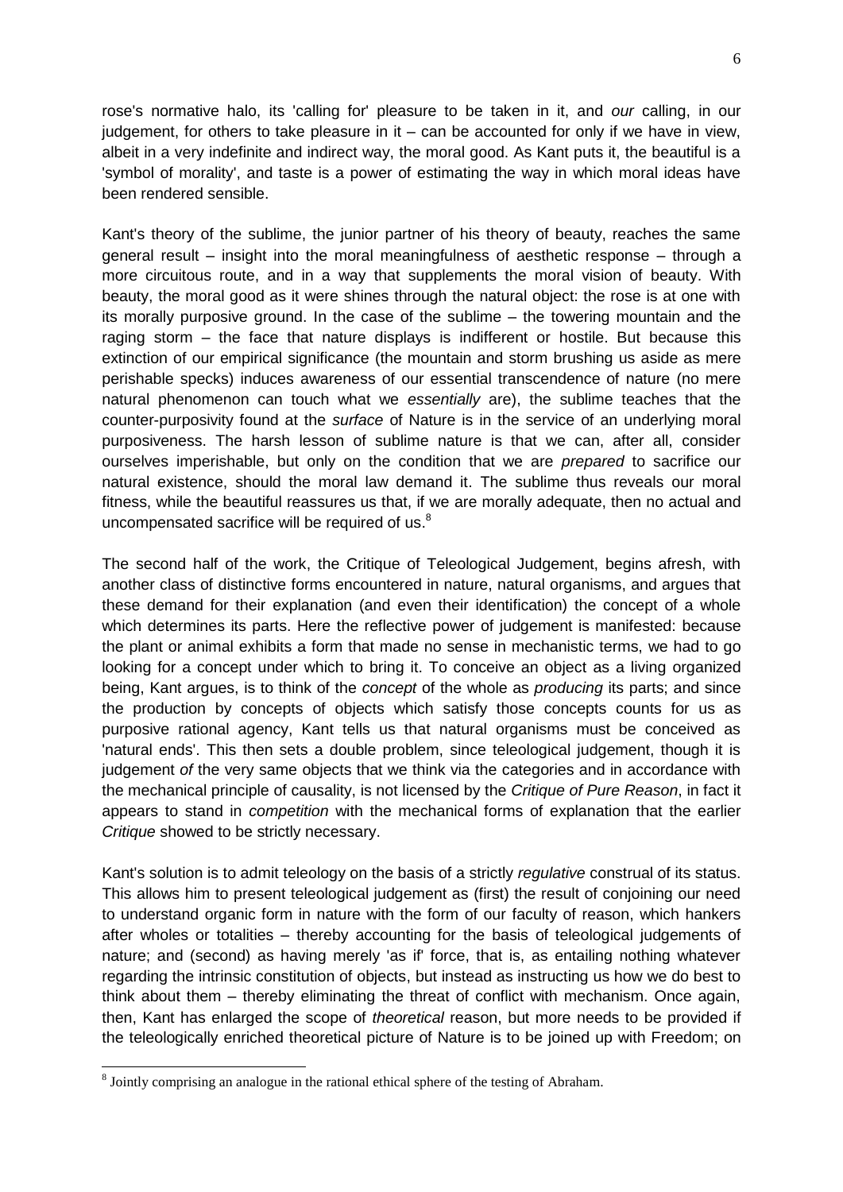rose's normative halo, its 'calling for' pleasure to be taken in it, and *our* calling, in our judgement, for others to take pleasure in it – can be accounted for only if we have in view, albeit in a very indefinite and indirect way, the moral good. As Kant puts it, the beautiful is a 'symbol of morality', and taste is a power of estimating the way in which moral ideas have been rendered sensible.

Kant's theory of the sublime, the junior partner of his theory of beauty, reaches the same general result – insight into the moral meaningfulness of aesthetic response – through a more circuitous route, and in a way that supplements the moral vision of beauty. With beauty, the moral good as it were shines through the natural object: the rose is at one with its morally purposive ground. In the case of the sublime – the towering mountain and the raging storm – the face that nature displays is indifferent or hostile. But because this extinction of our empirical significance (the mountain and storm brushing us aside as mere perishable specks) induces awareness of our essential transcendence of nature (no mere natural phenomenon can touch what we *essentially* are), the sublime teaches that the counter-purposivity found at the *surface* of Nature is in the service of an underlying moral purposiveness. The harsh lesson of sublime nature is that we can, after all, consider ourselves imperishable, but only on the condition that we are *prepared* to sacrifice our natural existence, should the moral law demand it. The sublime thus reveals our moral fitness, while the beautiful reassures us that, if we are morally adequate, then no actual and uncompensated sacrifice will be required of us.[8]

The second half of the work, the Critique of Teleological Judgement, begins afresh, with another class of distinctive forms encountered in nature, natural organisms, and argues that these demand for their explanation (and even their identification) the concept of a whole which determines its parts. Here the reflective power of judgement is manifested: because the plant or animal exhibits a form that made no sense in mechanistic terms, we had to go looking for a concept under which to bring it. To conceive an object as a living organized being, Kant argues, is to think of the *concept* of the whole as *producing* its parts; and since the production by concepts of objects which satisfy those concepts counts for us as purposive rational agency, Kant tells us that natural organisms must be conceived as 'natural ends'. This then sets a double problem, since teleological judgement, though it is judgement *of* the very same objects that we think via the categories and in accordance with the mechanical principle of causality, is not licensed by the *Critique of Pure Reason*, in fact it appears to stand in *competition* with the mechanical forms of explanation that the earlier *Critique* showed to be strictly necessary.

Kant's solution is to admit teleology on the basis of a strictly *regulative* construal of its status. This allows him to present teleological judgement as (first) the result of conjoining our need to understand organic form in nature with the form of our faculty of reason, which hankers after wholes or totalities – thereby accounting for the basis of teleological judgements of nature; and (second) as having merely 'as if' force, that is, as entailing nothing whatever regarding the intrinsic constitution of objects, but instead as instructing us how we do best to think about them – thereby eliminating the threat of conflict with mechanism. Once again, then, Kant has enlarged the scope of *theoretical* reason, but more needs to be provided if the teleologically enriched theoretical picture of Nature is to be joined up with Freedom; on

[8] Jointly comprising an analogue in the rational ethical sphere of the testing of Abraham.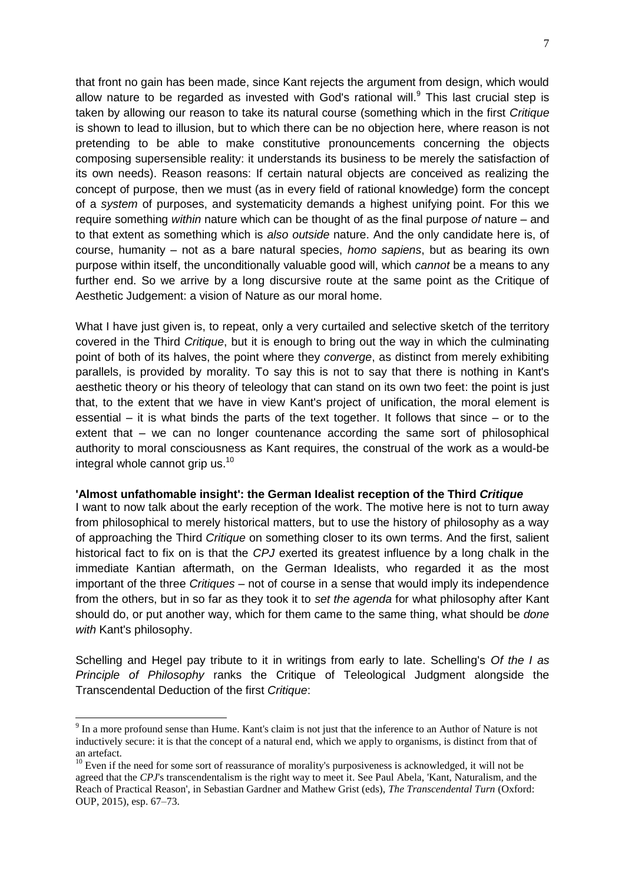that front no gain has been made, since Kant rejects the argument from design, which would allow nature to be regarded as invested with God's rational will.[9] This last crucial step is taken by allowing our reason to take its natural course (something which in the first *Critique* is shown to lead to illusion, but to which there can be no objection here, where reason is not pretending to be able to make constitutive pronouncements concerning the objects composing supersensible reality: it understands its business to be merely the satisfaction of its own needs). Reason reasons: If certain natural objects are conceived as realizing the concept of purpose, then we must (as in every field of rational knowledge) form the concept of a *system* of purposes, and systematicity demands a highest unifying point. For this we require something *within* nature which can be thought of as the final purpose *of* nature – and to that extent as something which is *also outside* nature. And the only candidate here is, of course, humanity – not as a bare natural species, *homo sapiens*, but as bearing its own purpose within itself, the unconditionally valuable good will, which *cannot* be a means to any further end. So we arrive by a long discursive route at the same point as the Critique of Aesthetic Judgement: a vision of Nature as our moral home.

What I have just given is, to repeat, only a very curtailed and selective sketch of the territory covered in the Third *Critique*, but it is enough to bring out the way in which the culminating point of both of its halves, the point where they *converge*, as distinct from merely exhibiting parallels, is provided by morality. To say this is not to say that there is nothing in Kant's aesthetic theory or his theory of teleology that can stand on its own two feet: the point is just that, to the extent that we have in view Kant's project of unification, the moral element is essential – it is what binds the parts of the text together. It follows that since – or to the extent that – we can no longer countenance according the same sort of philosophical authority to moral consciousness as Kant requires, the construal of the work as a would-be integral whole cannot grip us.[10]

**'Almost unfathomable insight': the German Idealist reception of the Third *Critique***

I want to now talk about the early reception of the work. The motive here is not to turn away from philosophical to merely historical matters, but to use the history of philosophy as a way of approaching the Third *Critique* on something closer to its own terms. And the first, salient historical fact to fix on is that the *CPJ* exerted its greatest influence by a long chalk in the immediate Kantian aftermath, on the German Idealists, who regarded it as the most important of the three *Critiques* – not of course in a sense that would imply its independence from the others, but in so far as they took it to *set the agenda* for what philosophy after Kant should do, or put another way, which for them came to the same thing, what should be *done with* Kant's philosophy.

Schelling and Hegel pay tribute to it in writings from early to late. Schelling's *Of the I as Principle of Philosophy* ranks the Critique of Teleological Judgment alongside the Transcendental Deduction of the first *Critique*:

---

[9] In a more profound sense than Hume. Kant's claim is not just that the inference to an Author of Nature is not inductively secure: it is that the concept of a natural end, which we apply to organisms, is distinct from that of an artefact.

[10] Even if the need for some sort of reassurance of morality's purposiveness is acknowledged, it will not be agreed that the *CPJ*'s transcendentalism is the right way to meet it. See Paul Abela, 'Kant, Naturalism, and the Reach of Practical Reason', in Sebastian Gardner and Mathew Grist (eds), *The Transcendental Turn* (Oxford: OUP, 2015), esp. 67–73.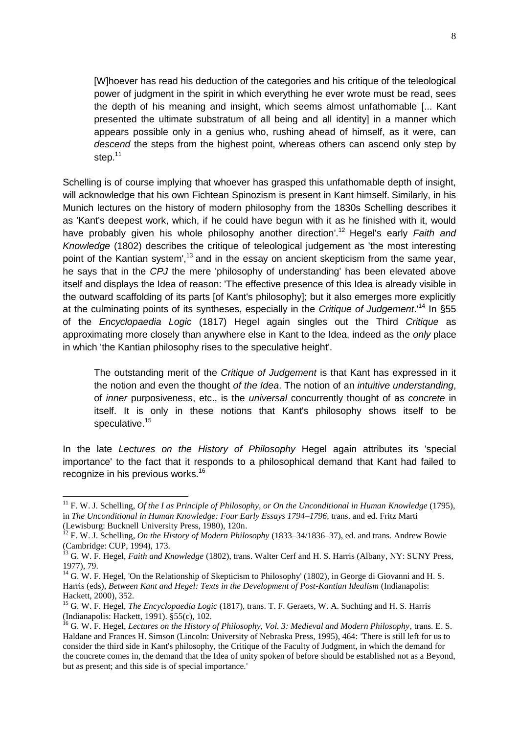> [W]hoever has read his deduction of the categories and his critique of the teleological power of judgment in the spirit in which everything he ever wrote must be read, sees the depth of his meaning and insight, which seems almost unfathomable [... Kant presented the ultimate substratum of all being and all identity] in a manner which appears possible only in a genius who, rushing ahead of himself, as it were, can *descend* the steps from the highest point, whereas others can ascend only step by step.[11]

Schelling is of course implying that whoever has grasped this unfathomable depth of insight, will acknowledge that his own Fichtean Spinozism is present in Kant himself. Similarly, in his Munich lectures on the history of modern philosophy from the 1830s Schelling describes it as 'Kant's deepest work, which, if he could have begun with it as he finished with it, would have probably given his whole philosophy another direction'.[12] Hegel's early *Faith and Knowledge* (1802) describes the critique of teleological judgement as 'the most interesting point of the Kantian system',[13] and in the essay on ancient skepticism from the same year, he says that in the *CPJ* the mere 'philosophy of understanding' has been elevated above itself and displays the Idea of reason: 'The effective presence of this Idea is already visible in the outward scaffolding of its parts [of Kant's philosophy]; but it also emerges more explicitly at the culminating points of its syntheses, especially in the *Critique of Judgement*.'[14] In §55 of the *Encyclopaedia Logic* (1817) Hegel again singles out the Third *Critique* as approximating more closely than anywhere else in Kant to the Idea, indeed as the *only* place in which 'the Kantian philosophy rises to the speculative height'.

> The outstanding merit of the *Critique of Judgement* is that Kant has expressed in it the notion and even the thought *of the Idea*. The notion of an *intuitive understanding*, of *inner* purposiveness, etc., is the *universal* concurrently thought of as *concrete* in itself. It is only in these notions that Kant's philosophy shows itself to be speculative.[15]

In the late *Lectures on the History of Philosophy* Hegel again attributes its 'special importance' to the fact that it responds to a philosophical demand that Kant had failed to recognize in his previous works.[16]

---

[11] F. W. J. Schelling, *Of the I as Principle of Philosophy, or On the Unconditional in Human Knowledge* (1795), in *The Unconditional in Human Knowledge: Four Early Essays 1794–1796*, trans. and ed. Fritz Marti (Lewisburg: Bucknell University Press, 1980), 120n.

[12] F. W. J. Schelling, *On the History of Modern Philosophy* (1833–34/1836–37), ed. and trans. Andrew Bowie (Cambridge: CUP, 1994), 173.

[13] G. W. F. Hegel, *Faith and Knowledge* (1802), trans. Walter Cerf and H. S. Harris (Albany, NY: SUNY Press, 1977), 79.

[14] G. W. F. Hegel, 'On the Relationship of Skepticism to Philosophy' (1802), in George di Giovanni and H. S. Harris (eds), *Between Kant and Hegel: Texts in the Development of Post-Kantian Idealism* (Indianapolis: Hackett, 2000), 352.

[15] G. W. F. Hegel, *The Encyclopaedia Logic* (1817), trans. T. F. Geraets, W. A. Suchting and H. S. Harris (Indianapolis: Hackett, 1991). §55(c), 102.

[16] G. W. F. Hegel, *Lectures on the History of Philosophy, Vol. 3: Medieval and Modern Philosophy*, trans. E. S. Haldane and Frances H. Simson (Lincoln: University of Nebraska Press, 1995), 464: 'There is still left for us to consider the third side in Kant's philosophy, the Critique of the Faculty of Judgment, in which the demand for the concrete comes in, the demand that the Idea of unity spoken of before should be established not as a Beyond, but as present; and this side is of special importance.'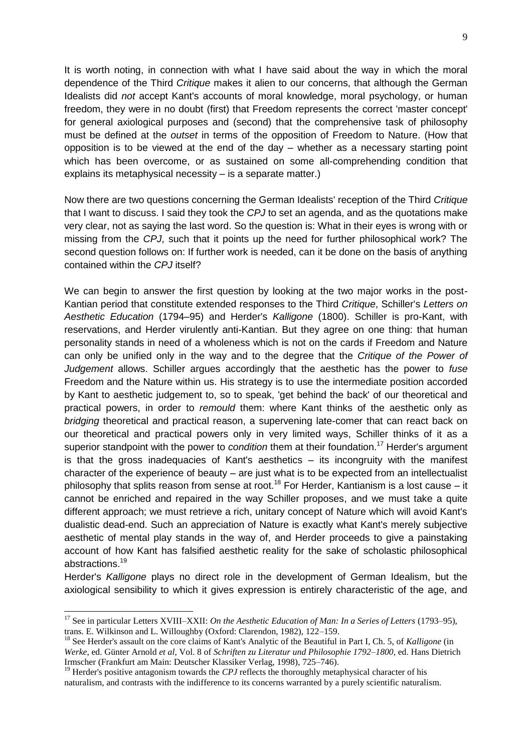It is worth noting, in connection with what I have said about the way in which the moral dependence of the Third *Critique* makes it alien to our concerns, that although the German Idealists did *not* accept Kant's accounts of moral knowledge, moral psychology, or human freedom, they were in no doubt (first) that Freedom represents the correct 'master concept' for general axiological purposes and (second) that the comprehensive task of philosophy must be defined at the *outset* in terms of the opposition of Freedom to Nature. (How that opposition is to be viewed at the end of the day – whether as a necessary starting point which has been overcome, or as sustained on some all-comprehending condition that explains its metaphysical necessity – is a separate matter.)

Now there are two questions concerning the German Idealists' reception of the Third *Critique* that I want to discuss. I said they took the *CPJ* to set an agenda, and as the quotations make very clear, not as saying the last word. So the question is: What in their eyes is wrong with or missing from the *CPJ*, such that it points up the need for further philosophical work? The second question follows on: If further work is needed, can it be done on the basis of anything contained within the *CPJ* itself?

We can begin to answer the first question by looking at the two major works in the post-Kantian period that constitute extended responses to the Third *Critique*, Schiller's *Letters on Aesthetic Education* (1794–95) and Herder's *Kalligone* (1800). Schiller is pro-Kant, with reservations, and Herder virulently anti-Kantian. But they agree on one thing: that human personality stands in need of a wholeness which is not on the cards if Freedom and Nature can only be unified only in the way and to the degree that the *Critique of the Power of Judgement* allows. Schiller argues accordingly that the aesthetic has the power to *fuse* Freedom and the Nature within us. His strategy is to use the intermediate position accorded by Kant to aesthetic judgement to, so to speak, 'get behind the back' of our theoretical and practical powers, in order to *remould* them: where Kant thinks of the aesthetic only as *bridging* theoretical and practical reason, a supervening late-comer that can react back on our theoretical and practical powers only in very limited ways, Schiller thinks of it as a superior standpoint with the power to *condition* them at their foundation.[17] Herder's argument is that the gross inadequacies of Kant's aesthetics – its incongruity with the manifest character of the experience of beauty – are just what is to be expected from an intellectualist philosophy that splits reason from sense at root.[18] For Herder, Kantianism is a lost cause – it cannot be enriched and repaired in the way Schiller proposes, and we must take a quite different approach; we must retrieve a rich, unitary concept of Nature which will avoid Kant's dualistic dead-end. Such an appreciation of Nature is exactly what Kant's merely subjective aesthetic of mental play stands in the way of, and Herder proceeds to give a painstaking account of how Kant has falsified aesthetic reality for the sake of scholastic philosophical abstractions.[19]

Herder's *Kalligone* plays no direct role in the development of German Idealism, but the axiological sensibility to which it gives expression is entirely characteristic of the age, and

---

[17] See in particular Letters XVIII–XXII: *On the Aesthetic Education of Man: In a Series of Letters* (1793–95), trans. E. Wilkinson and L. Willoughby (Oxford: Clarendon, 1982), 122–159.

[18] See Herder's assault on the core claims of Kant's Analytic of the Beautiful in Part I, Ch. 5, of *Kalligone* (in *Werke*, ed. Günter Arnold *et al*, Vol. 8 of *Schriften zu Literatur und Philosophie 1792–1800*, ed. Hans Dietrich Irmscher (Frankfurt am Main: Deutscher Klassiker Verlag, 1998), 725–746).

[19] Herder's positive antagonism towards the *CPJ* reflects the thoroughly metaphysical character of his naturalism, and contrasts with the indifference to its concerns warranted by a purely scientific naturalism.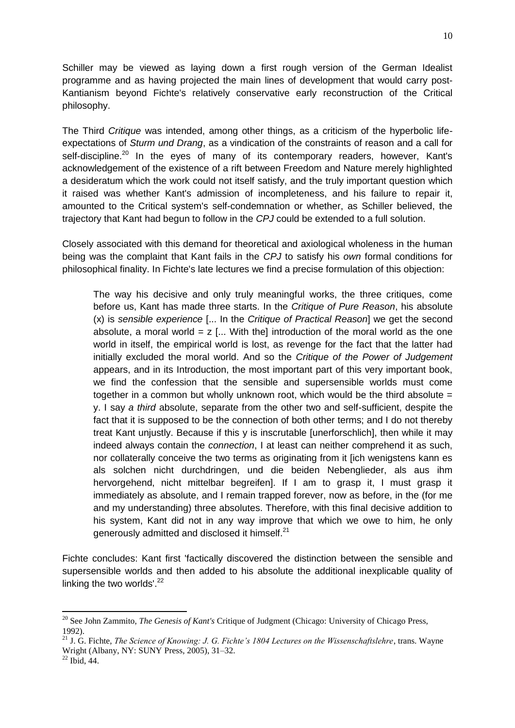Schiller may be viewed as laying down a first rough version of the German Idealist programme and as having projected the main lines of development that would carry post-Kantianism beyond Fichte's relatively conservative early reconstruction of the Critical philosophy.

The Third *Critique* was intended, among other things, as a criticism of the hyperbolic life-expectations of *Sturm und Drang*, as a vindication of the constraints of reason and a call for self-discipline.[20] In the eyes of many of its contemporary readers, however, Kant's acknowledgement of the existence of a rift between Freedom and Nature merely highlighted a desideratum which the work could not itself satisfy, and the truly important question which it raised was whether Kant's admission of incompleteness, and his failure to repair it, amounted to the Critical system's self-condemnation or whether, as Schiller believed, the trajectory that Kant had begun to follow in the *CPJ* could be extended to a full solution.

Closely associated with this demand for theoretical and axiological wholeness in the human being was the complaint that Kant fails in the *CPJ* to satisfy his *own* formal conditions for philosophical finality. In Fichte's late lectures we find a precise formulation of this objection:

> The way his decisive and only truly meaningful works, the three critiques, come before us, Kant has made three starts. In the *Critique of Pure Reason*, his absolute (x) is *sensible experience* [... In the *Critique of Practical Reason*] we get the second absolute, a moral world = z [... With the] introduction of the moral world as the one world in itself, the empirical world is lost, as revenge for the fact that the latter had initially excluded the moral world. And so the *Critique of the Power of Judgement* appears, and in its Introduction, the most important part of this very important book, we find the confession that the sensible and supersensible worlds must come together in a common but wholly unknown root, which would be the third absolute = y. I say *a third* absolute, separate from the other two and self-sufficient, despite the fact that it is supposed to be the connection of both other terms; and I do not thereby treat Kant unjustly. Because if this y is inscrutable [unerforschlich], then while it may indeed always contain the *connection*, I at least can neither comprehend it as such, nor collaterally conceive the two terms as originating from it [ich wenigstens kann es als solchen nicht durchdringen, und die beiden Nebenglieder, als aus ihm hervorgehend, nicht mittelbar begreifen]. If I am to grasp it, I must grasp it immediately as absolute, and I remain trapped forever, now as before, in the (for me and my understanding) three absolutes. Therefore, with this final decisive addition to his system, Kant did not in any way improve that which we owe to him, he only generously admitted and disclosed it himself.[21]

Fichte concludes: Kant first 'factically discovered the distinction between the sensible and supersensible worlds and then added to his absolute the additional inexplicable quality of linking the two worlds'.[22]

---

[20] See John Zammito, *The Genesis of Kant's* Critique of Judgment (Chicago: University of Chicago Press, 1992).

[21] J. G. Fichte, *The Science of Knowing: J. G. Fichte's 1804 Lectures on the Wissenschaftslehre*, trans. Wayne Wright (Albany, NY: SUNY Press, 2005), 31–32.

[22] Ibid, 44.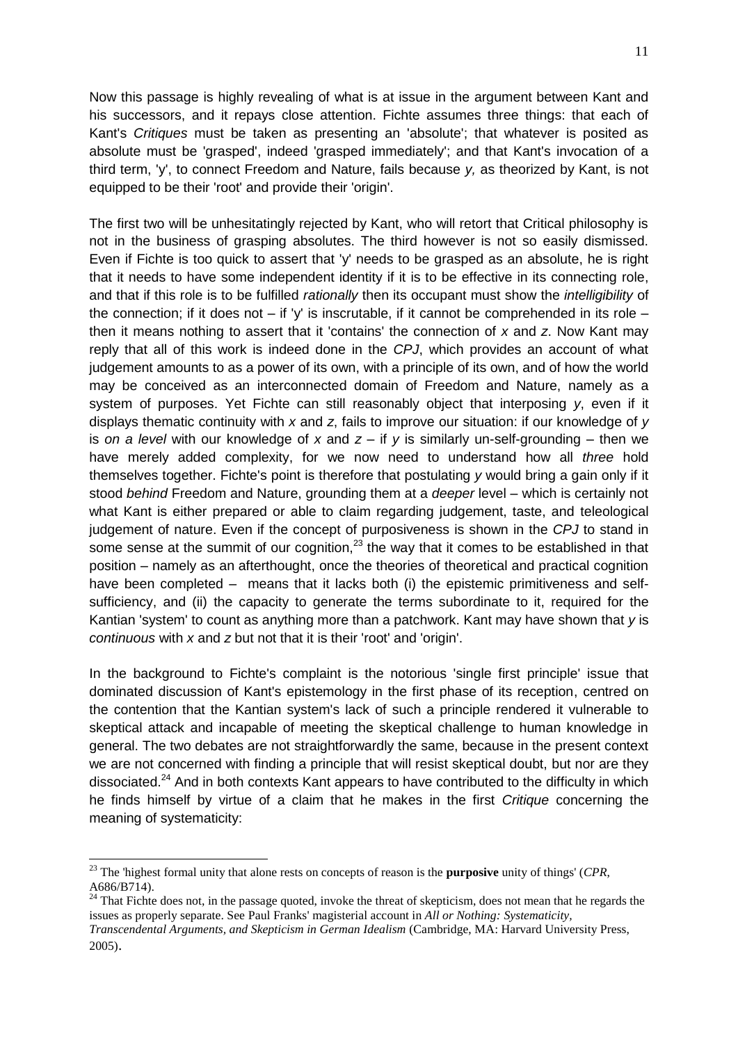Now this passage is highly revealing of what is at issue in the argument between Kant and his successors, and it repays close attention. Fichte assumes three things: that each of Kant's *Critiques* must be taken as presenting an 'absolute'; that whatever is posited as absolute must be 'grasped', indeed 'grasped immediately'; and that Kant's invocation of a third term, 'y', to connect Freedom and Nature, fails because *y,* as theorized by Kant, is not equipped to be their 'root' and provide their 'origin'.

The first two will be unhesitatingly rejected by Kant, who will retort that Critical philosophy is not in the business of grasping absolutes. The third however is not so easily dismissed. Even if Fichte is too quick to assert that 'y' needs to be grasped as an absolute, he is right that it needs to have some independent identity if it is to be effective in its connecting role, and that if this role is to be fulfilled *rationally* then its occupant must show the *intelligibility* of the connection; if it does not – if 'y' is inscrutable, if it cannot be comprehended in its role – then it means nothing to assert that it 'contains' the connection of *x* and *z*. Now Kant may reply that all of this work is indeed done in the *CPJ*, which provides an account of what judgement amounts to as a power of its own, with a principle of its own, and of how the world may be conceived as an interconnected domain of Freedom and Nature, namely as a system of purposes. Yet Fichte can still reasonably object that interposing *y*, even if it displays thematic continuity with *x* and *z*, fails to improve our situation: if our knowledge of *y* is *on a level* with our knowledge of *x* and *z* – if *y* is similarly un-self-grounding – then we have merely added complexity, for we now need to understand how all *three* hold themselves together. Fichte's point is therefore that postulating *y* would bring a gain only if it stood *behind* Freedom and Nature, grounding them at a *deeper* level – which is certainly not what Kant is either prepared or able to claim regarding judgement, taste, and teleological judgement of nature. Even if the concept of purposiveness is shown in the *CPJ* to stand in some sense at the summit of our cognition,[23] the way that it comes to be established in that position – namely as an afterthought, once the theories of theoretical and practical cognition have been completed – means that it lacks both (i) the epistemic primitiveness and self-sufficiency, and (ii) the capacity to generate the terms subordinate to it, required for the Kantian 'system' to count as anything more than a patchwork. Kant may have shown that *y* is *continuous* with *x* and *z* but not that it is their 'root' and 'origin'.

In the background to Fichte's complaint is the notorious 'single first principle' issue that dominated discussion of Kant's epistemology in the first phase of its reception, centred on the contention that the Kantian system's lack of such a principle rendered it vulnerable to skeptical attack and incapable of meeting the skeptical challenge to human knowledge in general. The two debates are not straightforwardly the same, because in the present context we are not concerned with finding a principle that will resist skeptical doubt, but nor are they dissociated.[24] And in both contexts Kant appears to have contributed to the difficulty in which he finds himself by virtue of a claim that he makes in the first *Critique* concerning the meaning of systematicity:

---

[23] The 'highest formal unity that alone rests on concepts of reason is the **purposive** unity of things' (*CPR*, A686/B714).

[24] That Fichte does not, in the passage quoted, invoke the threat of skepticism, does not mean that he regards the issues as properly separate. See Paul Franks' magisterial account in *All or Nothing: Systematicity, Transcendental Arguments, and Skepticism in German Idealism* (Cambridge, MA: Harvard University Press, 2005).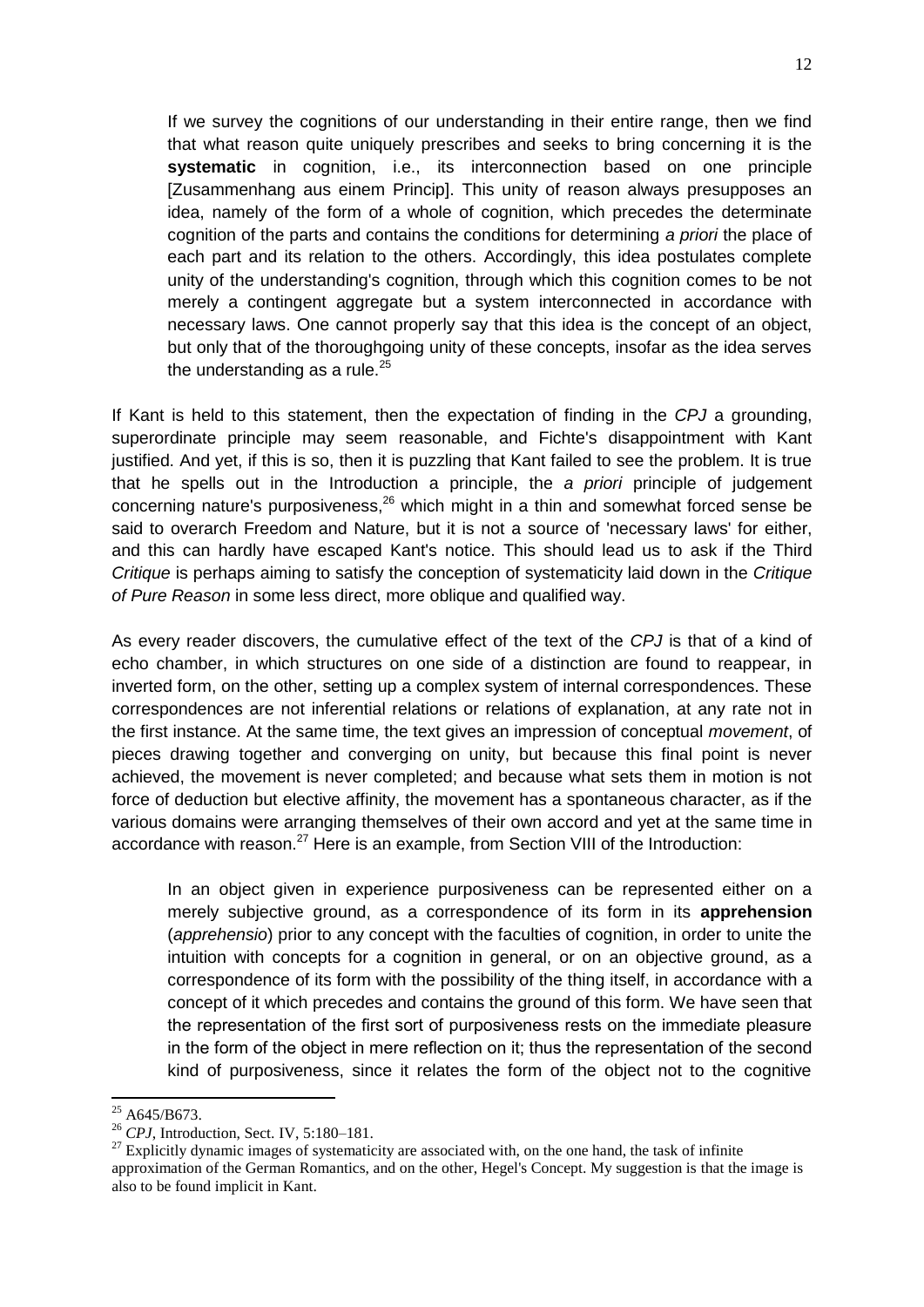> If we survey the cognitions of our understanding in their entire range, then we find that what reason quite uniquely prescribes and seeks to bring concerning it is the **systematic** in cognition, i.e., its interconnection based on one principle [Zusammenhang aus einem Princip]. This unity of reason always presupposes an idea, namely of the form of a whole of cognition, which precedes the determinate cognition of the parts and contains the conditions for determining *a priori* the place of each part and its relation to the others. Accordingly, this idea postulates complete unity of the understanding's cognition, through which this cognition comes to be not merely a contingent aggregate but a system interconnected in accordance with necessary laws. One cannot properly say that this idea is the concept of an object, but only that of the thoroughgoing unity of these concepts, insofar as the idea serves the understanding as a rule.[25]

If Kant is held to this statement, then the expectation of finding in the *CPJ* a grounding, superordinate principle may seem reasonable, and Fichte's disappointment with Kant justified. And yet, if this is so, then it is puzzling that Kant failed to see the problem. It is true that he spells out in the Introduction a principle, the *a priori* principle of judgement concerning nature's purposiveness,[26] which might in a thin and somewhat forced sense be said to overarch Freedom and Nature, but it is not a source of 'necessary laws' for either, and this can hardly have escaped Kant's notice. This should lead us to ask if the Third *Critique* is perhaps aiming to satisfy the conception of systematicity laid down in the *Critique of Pure Reason* in some less direct, more oblique and qualified way.

As every reader discovers, the cumulative effect of the text of the *CPJ* is that of a kind of echo chamber, in which structures on one side of a distinction are found to reappear, in inverted form, on the other, setting up a complex system of internal correspondences. These correspondences are not inferential relations or relations of explanation, at any rate not in the first instance. At the same time, the text gives an impression of conceptual *movement*, of pieces drawing together and converging on unity, but because this final point is never achieved, the movement is never completed; and because what sets them in motion is not force of deduction but elective affinity, the movement has a spontaneous character, as if the various domains were arranging themselves of their own accord and yet at the same time in accordance with reason.[27] Here is an example, from Section VIII of the Introduction:

> In an object given in experience purposiveness can be represented either on a merely subjective ground, as a correspondence of its form in its **apprehension** (*apprehensio*) prior to any concept with the faculties of cognition, in order to unite the intuition with concepts for a cognition in general, or on an objective ground, as a correspondence of its form with the possibility of the thing itself, in accordance with a concept of it which precedes and contains the ground of this form. We have seen that the representation of the first sort of purposiveness rests on the immediate pleasure in the form of the object in mere reflection on it; thus the representation of the second kind of purposiveness, since it relates the form of the object not to the cognitive

[25] A645/B673.

[26] *CPJ*, Introduction, Sect. IV, 5:180–181.

[27] Explicitly dynamic images of systematicity are associated with, on the one hand, the task of infinite approximation of the German Romantics, and on the other, Hegel's Concept. My suggestion is that the image is also to be found implicit in Kant.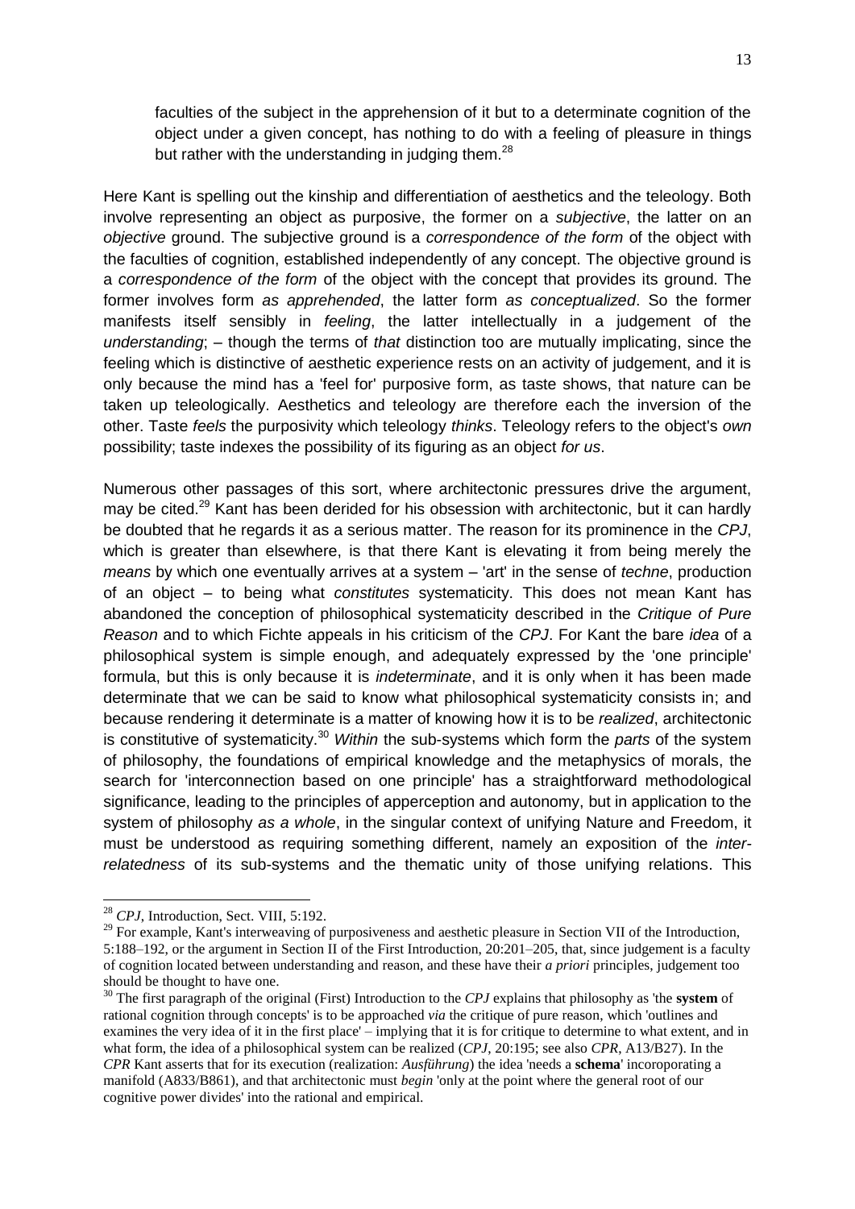> faculties of the subject in the apprehension of it but to a determinate cognition of the object under a given concept, has nothing to do with a feeling of pleasure in things but rather with the understanding in judging them.[28]

Here Kant is spelling out the kinship and differentiation of aesthetics and the teleology. Both involve representing an object as purposive, the former on a *subjective*, the latter on an *objective* ground. The subjective ground is a *correspondence of the form* of the object with the faculties of cognition, established independently of any concept. The objective ground is a *correspondence of the form* of the object with the concept that provides its ground. The former involves form *as apprehended*, the latter form *as conceptualized*. So the former manifests itself sensibly in *feeling*, the latter intellectually in a judgement of the *understanding*; – though the terms of *that* distinction too are mutually implicating, since the feeling which is distinctive of aesthetic experience rests on an activity of judgement, and it is only because the mind has a 'feel for' purposive form, as taste shows, that nature can be taken up teleologically. Aesthetics and teleology are therefore each the inversion of the other. Taste *feels* the purposivity which teleology *thinks*. Teleology refers to the object's *own* possibility; taste indexes the possibility of its figuring as an object *for us*.

Numerous other passages of this sort, where architectonic pressures drive the argument, may be cited.[29] Kant has been derided for his obsession with architectonic, but it can hardly be doubted that he regards it as a serious matter. The reason for its prominence in the *CPJ*, which is greater than elsewhere, is that there Kant is elevating it from being merely the *means* by which one eventually arrives at a system – 'art' in the sense of *techne*, production of an object – to being what *constitutes* systematicity. This does not mean Kant has abandoned the conception of philosophical systematicity described in the *Critique of Pure Reason* and to which Fichte appeals in his criticism of the *CPJ*. For Kant the bare *idea* of a philosophical system is simple enough, and adequately expressed by the 'one principle' formula, but this is only because it is *indeterminate*, and it is only when it has been made determinate that we can be said to know what philosophical systematicity consists in; and because rendering it determinate is a matter of knowing how it is to be *realized*, architectonic is constitutive of systematicity.[30] *Within* the sub-systems which form the *parts* of the system of philosophy, the foundations of empirical knowledge and the metaphysics of morals, the search for 'interconnection based on one principle' has a straightforward methodological significance, leading to the principles of apperception and autonomy, but in application to the system of philosophy *as a whole*, in the singular context of unifying Nature and Freedom, it must be understood as requiring something different, namely an exposition of the *inter-relatedness* of its sub-systems and the thematic unity of those unifying relations. This

---

[28] *CPJ*, Introduction, Sect. VIII, 5:192.

[29] For example, Kant's interweaving of purposiveness and aesthetic pleasure in Section VII of the Introduction, 5:188–192, or the argument in Section II of the First Introduction, 20:201–205, that, since judgement is a faculty of cognition located between understanding and reason, and these have their *a priori* principles, judgement too should be thought to have one.

[30] The first paragraph of the original (First) Introduction to the *CPJ* explains that philosophy as 'the **system** of rational cognition through concepts' is to be approached *via* the critique of pure reason, which 'outlines and examines the very idea of it in the first place' – implying that it is for critique to determine to what extent, and in what form, the idea of a philosophical system can be realized (*CPJ*, 20:195; see also *CPR*, A13/B27). In the *CPR* Kant asserts that for its execution (realization: *Ausführung*) the idea 'needs a **schema**' incoroporating a manifold (A833/B861), and that architectonic must *begin* 'only at the point where the general root of our cognitive power divides' into the rational and empirical.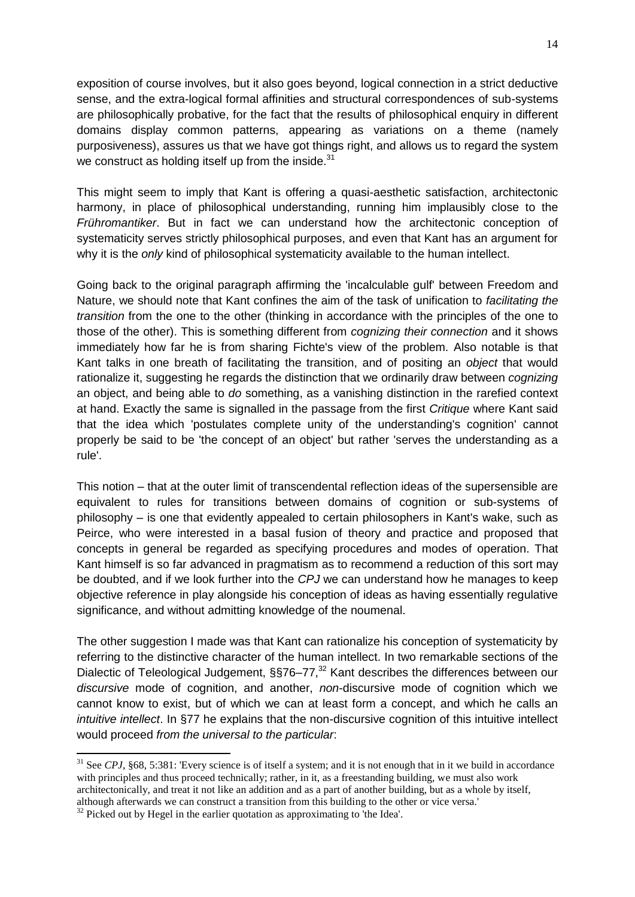exposition of course involves, but it also goes beyond, logical connection in a strict deductive sense, and the extra-logical formal affinities and structural correspondences of sub-systems are philosophically probative, for the fact that the results of philosophical enquiry in different domains display common patterns, appearing as variations on a theme (namely purposiveness), assures us that we have got things right, and allows us to regard the system we construct as holding itself up from the inside.[31]

This might seem to imply that Kant is offering a quasi-aesthetic satisfaction, architectonic harmony, in place of philosophical understanding, running him implausibly close to the *Frühromantiker*. But in fact we can understand how the architectonic conception of systematicity serves strictly philosophical purposes, and even that Kant has an argument for why it is the *only* kind of philosophical systematicity available to the human intellect.

Going back to the original paragraph affirming the 'incalculable gulf' between Freedom and Nature, we should note that Kant confines the aim of the task of unification to *facilitating the transition* from the one to the other (thinking in accordance with the principles of the one to those of the other). This is something different from *cognizing their connection* and it shows immediately how far he is from sharing Fichte's view of the problem. Also notable is that Kant talks in one breath of facilitating the transition, and of positing an *object* that would rationalize it, suggesting he regards the distinction that we ordinarily draw between *cognizing* an object, and being able to *do* something, as a vanishing distinction in the rarefied context at hand. Exactly the same is signalled in the passage from the first *Critique* where Kant said that the idea which 'postulates complete unity of the understanding's cognition' cannot properly be said to be 'the concept of an object' but rather 'serves the understanding as a rule'.

This notion – that at the outer limit of transcendental reflection ideas of the supersensible are equivalent to rules for transitions between domains of cognition or sub-systems of philosophy – is one that evidently appealed to certain philosophers in Kant's wake, such as Peirce, who were interested in a basal fusion of theory and practice and proposed that concepts in general be regarded as specifying procedures and modes of operation. That Kant himself is so far advanced in pragmatism as to recommend a reduction of this sort may be doubted, and if we look further into the *CPJ* we can understand how he manages to keep objective reference in play alongside his conception of ideas as having essentially regulative significance, and without admitting knowledge of the noumenal.

The other suggestion I made was that Kant can rationalize his conception of systematicity by referring to the distinctive character of the human intellect. In two remarkable sections of the Dialectic of Teleological Judgement, §§76–77,[32] Kant describes the differences between our *discursive* mode of cognition, and another, *non*-discursive mode of cognition which we cannot know to exist, but of which we can at least form a concept, and which he calls an *intuitive intellect*. In §77 he explains that the non-discursive cognition of this intuitive intellect would proceed *from the universal to the particular*:

---

[31] See *CPJ*, §68, 5:381: 'Every science is of itself a system; and it is not enough that in it we build in accordance with principles and thus proceed technically; rather, in it, as a freestanding building, we must also work architectonically, and treat it not like an addition and as a part of another building, but as a whole by itself, although afterwards we can construct a transition from this building to the other or vice versa.'

[32] Picked out by Hegel in the earlier quotation as approximating to 'the Idea'.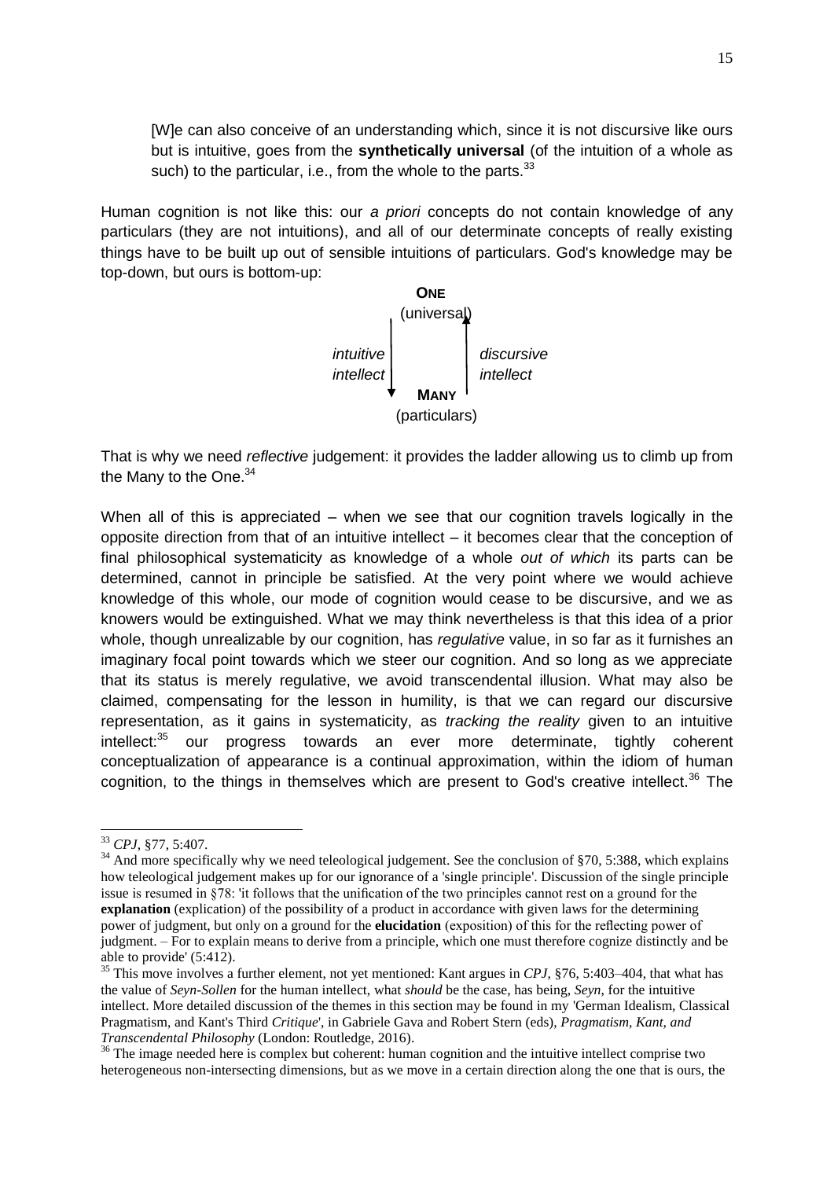> [W]e can also conceive of an understanding which, since it is not discursive like ours but is intuitive, goes from the **synthetically universal** (of the intuition of a whole as such) to the particular, i.e., from the whole to the parts.[33]

Human cognition is not like this: our *a priori* concepts do not contain knowledge of any particulars (they are not intuitions), and all of our determinate concepts of really existing things have to be built up out of sensible intuitions of particulars. God's knowledge may be top-down, but ours is bottom-up:

ONE
(universal)
*intuitive intellect*
*discursive intellect*
MANY
(particulars)

That is why we need *reflective* judgement: it provides the ladder allowing us to climb up from the Many to the One.[34]

When all of this is appreciated – when we see that our cognition travels logically in the opposite direction from that of an intuitive intellect – it becomes clear that the conception of final philosophical systematicity as knowledge of a whole *out of which* its parts can be determined, cannot in principle be satisfied. At the very point where we would achieve knowledge of this whole, our mode of cognition would cease to be discursive, and we as knowers would be extinguished. What we may think nevertheless is that this idea of a prior whole, though unrealizable by our cognition, has *regulative* value, in so far as it furnishes an imaginary focal point towards which we steer our cognition. And so long as we appreciate that its status is merely regulative, we avoid transcendental illusion. What may also be claimed, compensating for the lesson in humility, is that we can regard our discursive representation, as it gains in systematicity, as *tracking the reality* given to an intuitive intellect:[35] our progress towards an ever more determinate, tightly coherent conceptualization of appearance is a continual approximation, within the idiom of human cognition, to the things in themselves which are present to God's creative intellect.[36] The

---

[33] *CPJ*, §77, 5:407.

[34] And more specifically why we need teleological judgement. See the conclusion of §70, 5:388, which explains how teleological judgement makes up for our ignorance of a 'single principle'. Discussion of the single principle issue is resumed in §78: 'it follows that the unification of the two principles cannot rest on a ground for the **explanation** (explication) of the possibility of a product in accordance with given laws for the determining power of judgment, but only on a ground for the **elucidation** (exposition) of this for the reflecting power of judgment. – For to explain means to derive from a principle, which one must therefore cognize distinctly and be able to provide' (5:412).

[35] This move involves a further element, not yet mentioned: Kant argues in *CPJ*, §76, 5:403–404, that what has the value of *Seyn-Sollen* for the human intellect, what *should* be the case, has being, *Seyn,* for the intuitive intellect. More detailed discussion of the themes in this section may be found in my 'German Idealism, Classical Pragmatism, and Kant's Third *Critique*', in Gabriele Gava and Robert Stern (eds), *Pragmatism, Kant, and Transcendental Philosophy* (London: Routledge, 2016).

[36] The image needed here is complex but coherent: human cognition and the intuitive intellect comprise two heterogeneous non-intersecting dimensions, but as we move in a certain direction along the one that is ours, the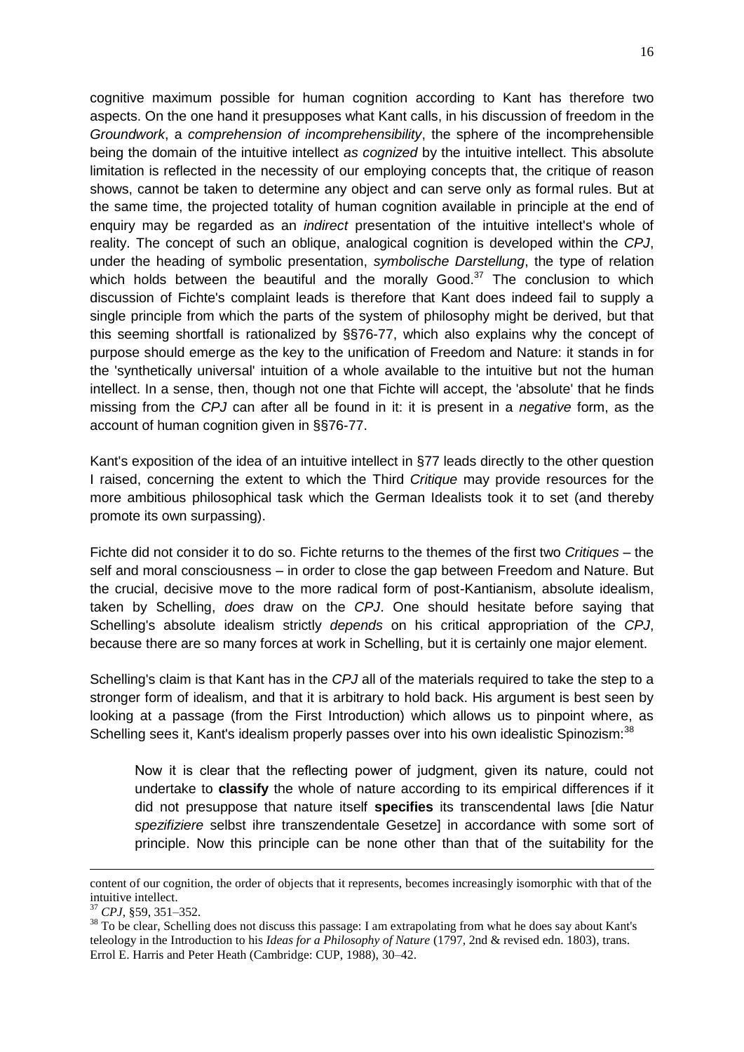cognitive maximum possible for human cognition according to Kant has therefore two aspects. On the one hand it presupposes what Kant calls, in his discussion of freedom in the *Groundwork*, a *comprehension of incomprehensibility*, the sphere of the incomprehensible being the domain of the intuitive intellect *as cognized* by the intuitive intellect. This absolute limitation is reflected in the necessity of our employing concepts that, the critique of reason shows, cannot be taken to determine any object and can serve only as formal rules. But at the same time, the projected totality of human cognition available in principle at the end of enquiry may be regarded as an *indirect* presentation of the intuitive intellect's whole of reality. The concept of such an oblique, analogical cognition is developed within the *CPJ*, under the heading of symbolic presentation, *symbolische Darstellung*, the type of relation which holds between the beautiful and the morally Good.[37] The conclusion to which discussion of Fichte's complaint leads is therefore that Kant does indeed fail to supply a single principle from which the parts of the system of philosophy might be derived, but that this seeming shortfall is rationalized by §§76-77, which also explains why the concept of purpose should emerge as the key to the unification of Freedom and Nature: it stands in for the 'synthetically universal' intuition of a whole available to the intuitive but not the human intellect. In a sense, then, though not one that Fichte will accept, the 'absolute' that he finds missing from the *CPJ* can after all be found in it: it is present in a *negative* form, as the account of human cognition given in §§76-77.

Kant's exposition of the idea of an intuitive intellect in §77 leads directly to the other question I raised, concerning the extent to which the Third *Critique* may provide resources for the more ambitious philosophical task which the German Idealists took it to set (and thereby promote its own surpassing).

Fichte did not consider it to do so. Fichte returns to the themes of the first two *Critiques* – the self and moral consciousness – in order to close the gap between Freedom and Nature. But the crucial, decisive move to the more radical form of post-Kantianism, absolute idealism, taken by Schelling, *does* draw on the *CPJ*. One should hesitate before saying that Schelling's absolute idealism strictly *depends* on his critical appropriation of the *CPJ*, because there are so many forces at work in Schelling, but it is certainly one major element.

Schelling's claim is that Kant has in the *CPJ* all of the materials required to take the step to a stronger form of idealism, and that it is arbitrary to hold back. His argument is best seen by looking at a passage (from the First Introduction) which allows us to pinpoint where, as Schelling sees it, Kant's idealism properly passes over into his own idealistic Spinozism:[38]

> Now it is clear that the reflecting power of judgment, given its nature, could not undertake to **classify** the whole of nature according to its empirical differences if it did not presuppose that nature itself **specifies** its transcendental laws [die Natur *spezifiziere* selbst ihre transzendentale Gesetze] in accordance with some sort of principle. Now this principle can be none other than that of the suitability for the

content of our cognition, the order of objects that it represents, becomes increasingly isomorphic with that of the intuitive intellect.

[37] *CPJ*, §59, 351–352.

[38] To be clear, Schelling does not discuss this passage: I am extrapolating from what he does say about Kant's teleology in the Introduction to his *Ideas for a Philosophy of Nature* (1797, 2nd & revised edn. 1803), trans. Errol E. Harris and Peter Heath (Cambridge: CUP, 1988), 30–42.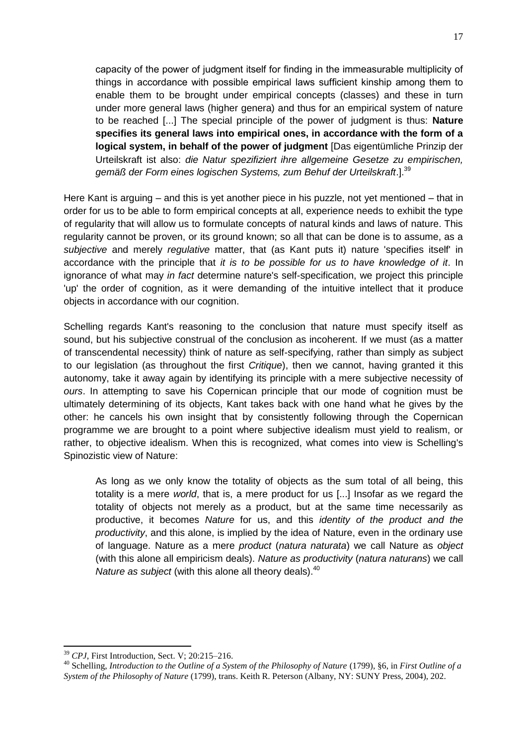> capacity of the power of judgment itself for finding in the immeasurable multiplicity of things in accordance with possible empirical laws sufficient kinship among them to enable them to be brought under empirical concepts (classes) and these in turn under more general laws (higher genera) and thus for an empirical system of nature to be reached [...] The special principle of the power of judgment is thus: **Nature specifies its general laws into empirical ones, in accordance with the form of a logical system, in behalf of the power of judgment** [Das eigentümliche Prinzip der Urteilskraft ist also: *die Natur spezifiziert ihre allgemeine Gesetze zu empirischen, gemäß der Form eines logischen Systems, zum Behuf der Urteilskraft*.].[39]

Here Kant is arguing – and this is yet another piece in his puzzle, not yet mentioned – that in order for us to be able to form empirical concepts at all, experience needs to exhibit the type of regularity that will allow us to formulate concepts of natural kinds and laws of nature. This regularity cannot be proven, or its ground known; so all that can be done is to assume, as a *subjective* and merely *regulative* matter, that (as Kant puts it) nature 'specifies itself' in accordance with the principle that *it is to be possible for us to have knowledge of it*. In ignorance of what may *in fact* determine nature's self-specification, we project this principle 'up' the order of cognition, as it were demanding of the intuitive intellect that it produce objects in accordance with our cognition.

Schelling regards Kant's reasoning to the conclusion that nature must specify itself as sound, but his subjective construal of the conclusion as incoherent. If we must (as a matter of transcendental necessity) think of nature as self-specifying, rather than simply as subject to our legislation (as throughout the first *Critique*), then we cannot, having granted it this autonomy, take it away again by identifying its principle with a mere subjective necessity of *ours*. In attempting to save his Copernican principle that our mode of cognition must be ultimately determining of its objects, Kant takes back with one hand what he gives by the other: he cancels his own insight that by consistently following through the Copernican programme we are brought to a point where subjective idealism must yield to realism, or rather, to objective idealism. When this is recognized, what comes into view is Schelling's Spinozistic view of Nature:

> As long as we only know the totality of objects as the sum total of all being, this totality is a mere *world*, that is, a mere product for us [...] Insofar as we regard the totality of objects not merely as a product, but at the same time necessarily as productive, it becomes *Nature* for us, and this *identity of the product and the productivity*, and this alone, is implied by the idea of Nature, even in the ordinary use of language. Nature as a mere *product* (*natura naturata*) we call Nature as *object* (with this alone all empiricism deals). *Nature as productivity* (*natura naturans*) we call *Nature as subject* (with this alone all theory deals).[40]

---

[39] *CPJ*, First Introduction, Sect. V; 20:215–216.

[40] Schelling, *Introduction to the Outline of a System of the Philosophy of Nature* (1799), §6, in *First Outline of a System of the Philosophy of Nature* (1799), trans. Keith R. Peterson (Albany, NY: SUNY Press, 2004), 202.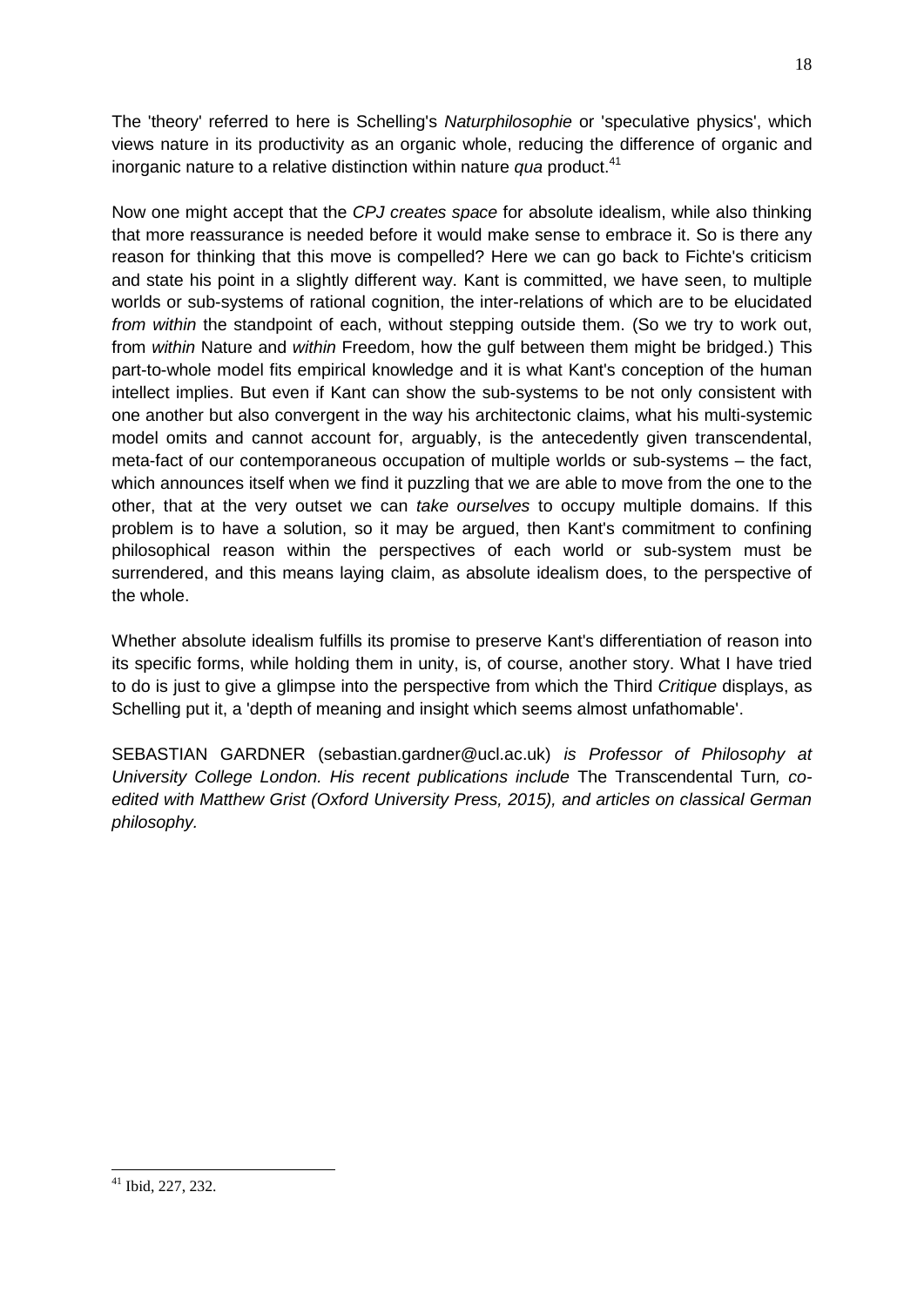The 'theory' referred to here is Schelling's *Naturphilosophie* or 'speculative physics', which views nature in its productivity as an organic whole, reducing the difference of organic and inorganic nature to a relative distinction within nature *qua* product.[41]

Now one might accept that the *CPJ creates space* for absolute idealism, while also thinking that more reassurance is needed before it would make sense to embrace it. So is there any reason for thinking that this move is compelled? Here we can go back to Fichte's criticism and state his point in a slightly different way. Kant is committed, we have seen, to multiple worlds or sub-systems of rational cognition, the inter-relations of which are to be elucidated *from within* the standpoint of each, without stepping outside them. (So we try to work out, from *within* Nature and *within* Freedom, how the gulf between them might be bridged.) This part-to-whole model fits empirical knowledge and it is what Kant's conception of the human intellect implies. But even if Kant can show the sub-systems to be not only consistent with one another but also convergent in the way his architectonic claims, what his multi-systemic model omits and cannot account for, arguably, is the antecedently given transcendental, meta-fact of our contemporaneous occupation of multiple worlds or sub-systems – the fact, which announces itself when we find it puzzling that we are able to move from the one to the other, that at the very outset we can *take ourselves* to occupy multiple domains. If this problem is to have a solution, so it may be argued, then Kant's commitment to confining philosophical reason within the perspectives of each world or sub-system must be surrendered, and this means laying claim, as absolute idealism does, to the perspective of the whole.

Whether absolute idealism fulfills its promise to preserve Kant's differentiation of reason into its specific forms, while holding them in unity, is, of course, another story. What I have tried to do is just to give a glimpse into the perspective from which the Third *Critique* displays, as Schelling put it, a 'depth of meaning and insight which seems almost unfathomable'.

SEBASTIAN GARDNER (sebastian.gardner@ucl.ac.uk) *is Professor of Philosophy at University College London. His recent publications include* The Transcendental Turn*, co-edited with Matthew Grist (Oxford University Press, 2015), and articles on classical German philosophy.*

---

[41] Ibid, 227, 232.